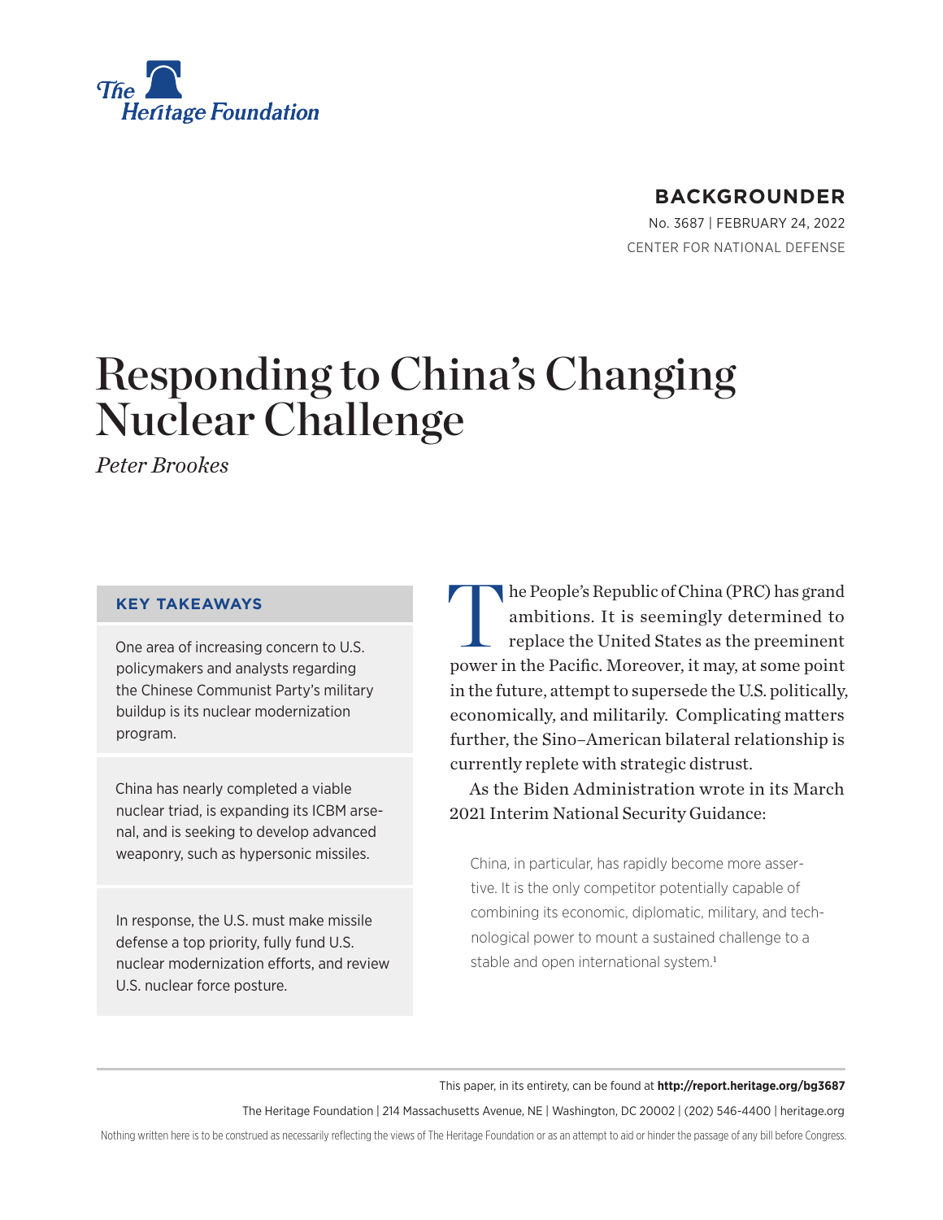The Heritage Foundation

**BACKGROUNDER**

No. 3687 | FEBRUARY 24, 2022

CENTER FOR NATIONAL DEFENSE

# Responding to China's Changing Nuclear Challenge

*Peter Brookes*

### KEY TAKEAWAYS

One area of increasing concern to U.S. policymakers and analysts regarding the Chinese Communist Party's military buildup is its nuclear modernization program.

China has nearly completed a viable nuclear triad, is expanding its ICBM arsenal, and is seeking to develop advanced weaponry, such as hypersonic missiles.

In response, the U.S. must make missile defense a top priority, fully fund U.S. nuclear modernization efforts, and review U.S. nuclear force posture.

The People's Republic of China (PRC) has grand ambitions. It is seemingly determined to replace the United States as the preeminent power in the Pacific. Moreover, it may, at some point in the future, attempt to supersede the U.S. politically, economically, and militarily. Complicating matters further, the Sino–American bilateral relationship is currently replete with strategic distrust.

As the Biden Administration wrote in its March 2021 Interim National Security Guidance:

> China, in particular, has rapidly become more assertive. It is the only competitor potentially capable of combining its economic, diplomatic, military, and technological power to mount a sustained challenge to a stable and open international system.[1]

This paper, in its entirety, can be found at **http://report.heritage.org/bg3687**

The Heritage Foundation | 214 Massachusetts Avenue, NE | Washington, DC 20002 | (202) 546-4400 | heritage.org

Nothing written here is to be construed as necessarily reflecting the views of The Heritage Foundation or as an attempt to aid or hinder the passage of any bill before Congress.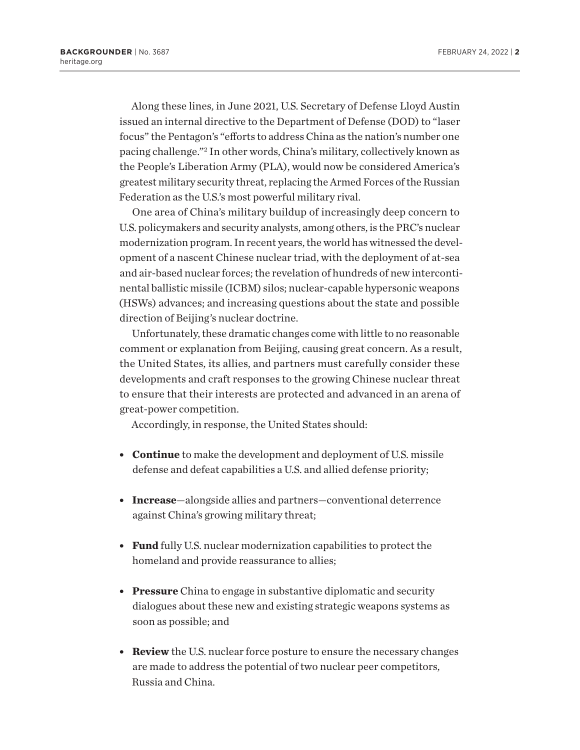Along these lines, in June 2021, U.S. Secretary of Defense Lloyd Austin issued an internal directive to the Department of Defense (DOD) to "laser focus" the Pentagon's "efforts to address China as the nation's number one pacing challenge."[2] In other words, China's military, collectively known as the People's Liberation Army (PLA), would now be considered America's greatest military security threat, replacing the Armed Forces of the Russian Federation as the U.S.'s most powerful military rival.

One area of China's military buildup of increasingly deep concern to U.S. policymakers and security analysts, among others, is the PRC's nuclear modernization program. In recent years, the world has witnessed the development of a nascent Chinese nuclear triad, with the deployment of at-sea and air-based nuclear forces; the revelation of hundreds of new intercontinental ballistic missile (ICBM) silos; nuclear-capable hypersonic weapons (HSWs) advances; and increasing questions about the state and possible direction of Beijing's nuclear doctrine.

Unfortunately, these dramatic changes come with little to no reasonable comment or explanation from Beijing, causing great concern. As a result, the United States, its allies, and partners must carefully consider these developments and craft responses to the growing Chinese nuclear threat to ensure that their interests are protected and advanced in an arena of great-power competition.

Accordingly, in response, the United States should:

- **Continue** to make the development and deployment of U.S. missile defense and defeat capabilities a U.S. and allied defense priority;
- **Increase**—alongside allies and partners—conventional deterrence against China's growing military threat;
- **Fund** fully U.S. nuclear modernization capabilities to protect the homeland and provide reassurance to allies;
- **Pressure** China to engage in substantive diplomatic and security dialogues about these new and existing strategic weapons systems as soon as possible; and
- **Review** the U.S. nuclear force posture to ensure the necessary changes are made to address the potential of two nuclear peer competitors, Russia and China.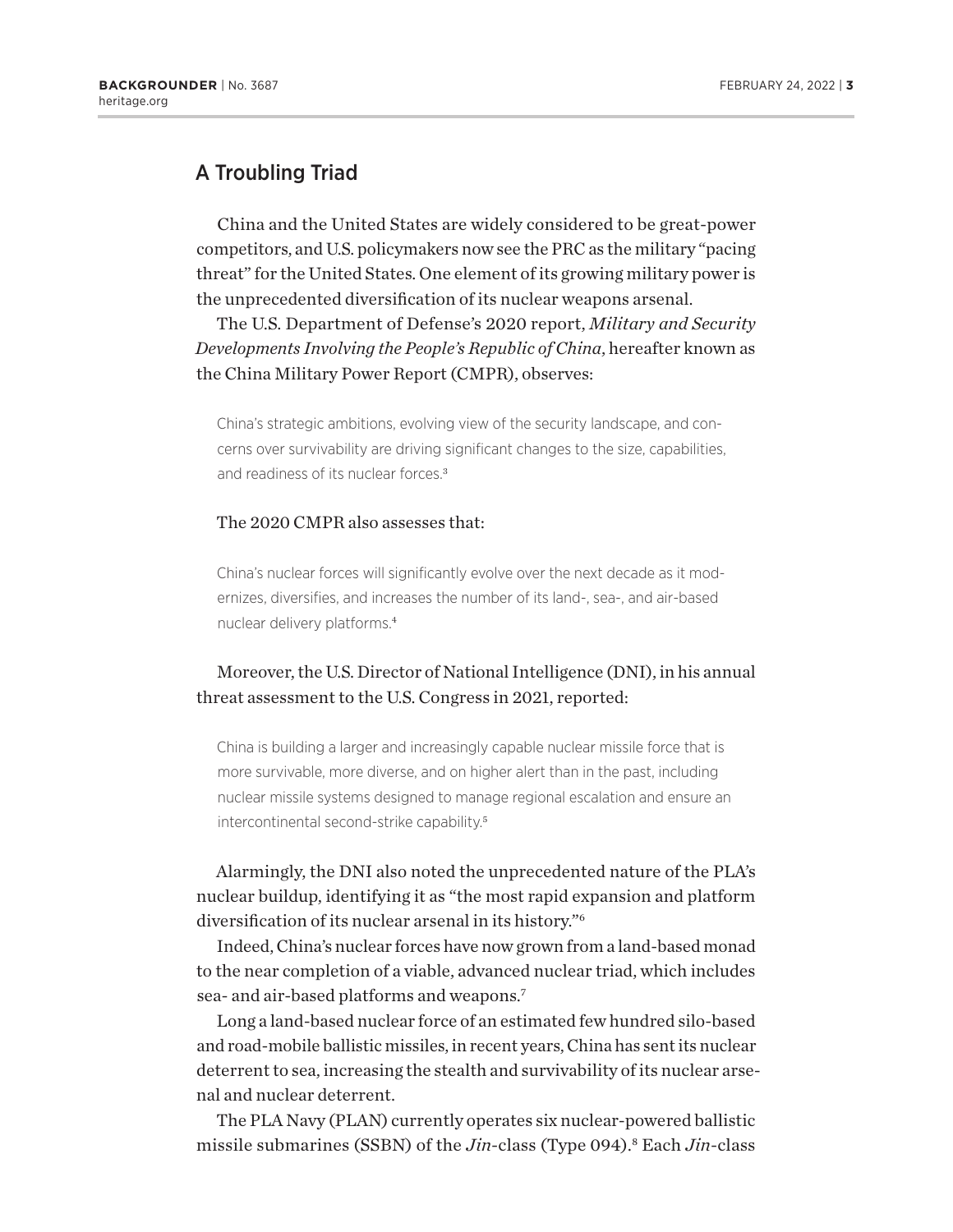## A Troubling Triad

China and the United States are widely considered to be great-power competitors, and U.S. policymakers now see the PRC as the military "pacing threat" for the United States. One element of its growing military power is the unprecedented diversification of its nuclear weapons arsenal.

The U.S. Department of Defense's 2020 report, *Military and Security Developments Involving the People's Republic of China*, hereafter known as the China Military Power Report (CMPR), observes:

> China's strategic ambitions, evolving view of the security landscape, and concerns over survivability are driving significant changes to the size, capabilities, and readiness of its nuclear forces.[3]

The 2020 CMPR also assesses that:

> China's nuclear forces will significantly evolve over the next decade as it modernizes, diversifies, and increases the number of its land-, sea-, and air-based nuclear delivery platforms.[4]

Moreover, the U.S. Director of National Intelligence (DNI), in his annual threat assessment to the U.S. Congress in 2021, reported:

> China is building a larger and increasingly capable nuclear missile force that is more survivable, more diverse, and on higher alert than in the past, including nuclear missile systems designed to manage regional escalation and ensure an intercontinental second-strike capability.[5]

Alarmingly, the DNI also noted the unprecedented nature of the PLA's nuclear buildup, identifying it as "the most rapid expansion and platform diversification of its nuclear arsenal in its history."[6]

Indeed, China's nuclear forces have now grown from a land-based monad to the near completion of a viable, advanced nuclear triad, which includes sea- and air-based platforms and weapons.[7]

Long a land-based nuclear force of an estimated few hundred silo-based and road-mobile ballistic missiles, in recent years, China has sent its nuclear deterrent to sea, increasing the stealth and survivability of its nuclear arsenal and nuclear deterrent.

The PLA Navy (PLAN) currently operates six nuclear-powered ballistic missile submarines (SSBN) of the *Jin*-class (Type 094).[8] Each *Jin*-class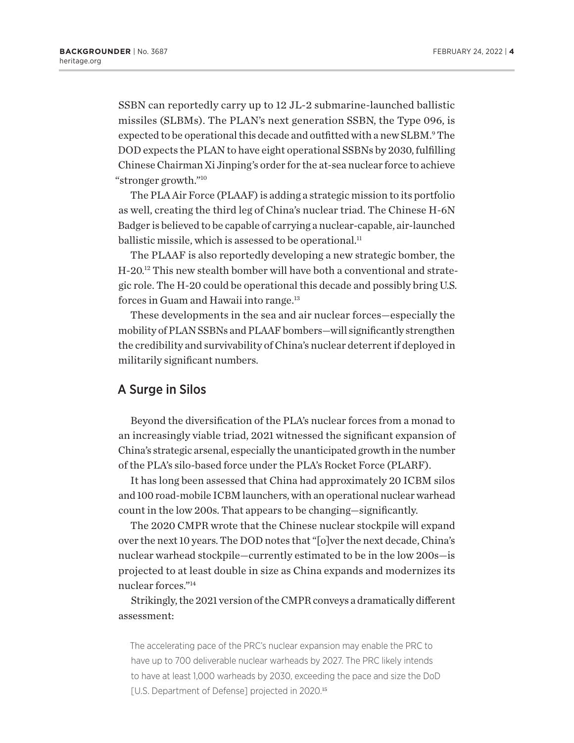SSBN can reportedly carry up to 12 JL-2 submarine-launched ballistic missiles (SLBMs). The PLAN's next generation SSBN, the Type 096, is expected to be operational this decade and outfitted with a new SLBM.[9] The DOD expects the PLAN to have eight operational SSBNs by 2030, fulfilling Chinese Chairman Xi Jinping's order for the at-sea nuclear force to achieve "stronger growth."[10]

The PLA Air Force (PLAAF) is adding a strategic mission to its portfolio as well, creating the third leg of China's nuclear triad. The Chinese H-6N Badger is believed to be capable of carrying a nuclear-capable, air-launched ballistic missile, which is assessed to be operational.[11]

The PLAAF is also reportedly developing a new strategic bomber, the H-20.[12] This new stealth bomber will have both a conventional and strategic role. The H-20 could be operational this decade and possibly bring U.S. forces in Guam and Hawaii into range.[13]

These developments in the sea and air nuclear forces—especially the mobility of PLAN SSBNs and PLAAF bombers—will significantly strengthen the credibility and survivability of China's nuclear deterrent if deployed in militarily significant numbers.

## A Surge in Silos

Beyond the diversification of the PLA's nuclear forces from a monad to an increasingly viable triad, 2021 witnessed the significant expansion of China's strategic arsenal, especially the unanticipated growth in the number of the PLA's silo-based force under the PLA's Rocket Force (PLARF).

It has long been assessed that China had approximately 20 ICBM silos and 100 road-mobile ICBM launchers, with an operational nuclear warhead count in the low 200s. That appears to be changing—significantly.

The 2020 CMPR wrote that the Chinese nuclear stockpile will expand over the next 10 years. The DOD notes that "[o]ver the next decade, China's nuclear warhead stockpile—currently estimated to be in the low 200s—is projected to at least double in size as China expands and modernizes its nuclear forces."[14]

Strikingly, the 2021 version of the CMPR conveys a dramatically different assessment:

> The accelerating pace of the PRC's nuclear expansion may enable the PRC to have up to 700 deliverable nuclear warheads by 2027. The PRC likely intends to have at least 1,000 warheads by 2030, exceeding the pace and size the DoD [U.S. Department of Defense] projected in 2020.[15]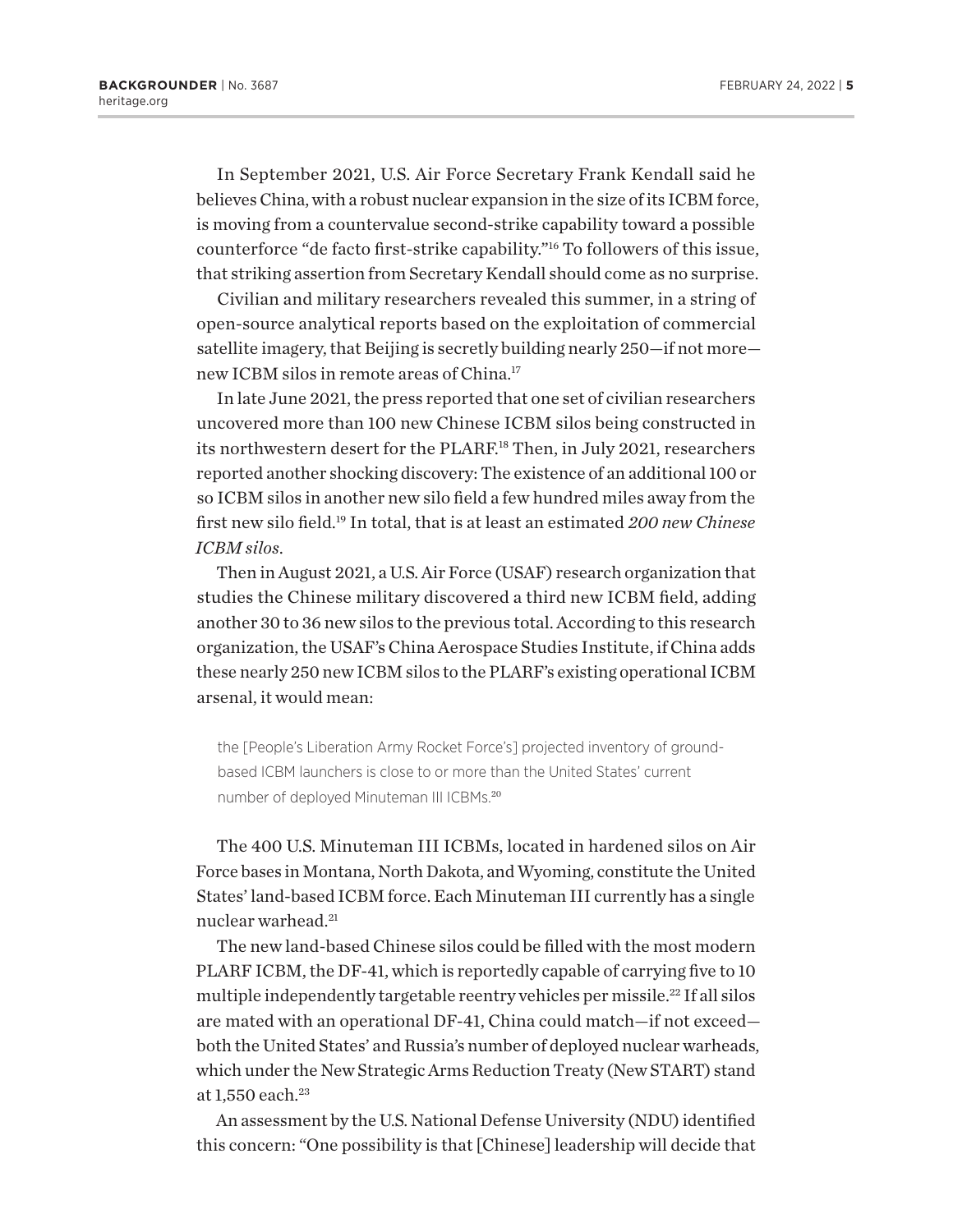In September 2021, U.S. Air Force Secretary Frank Kendall said he believes China, with a robust nuclear expansion in the size of its ICBM force, is moving from a countervalue second-strike capability toward a possible counterforce "de facto first-strike capability."[16] To followers of this issue, that striking assertion from Secretary Kendall should come as no surprise.

Civilian and military researchers revealed this summer, in a string of open-source analytical reports based on the exploitation of commercial satellite imagery, that Beijing is secretly building nearly 250—if not more—new ICBM silos in remote areas of China.[17]

In late June 2021, the press reported that one set of civilian researchers uncovered more than 100 new Chinese ICBM silos being constructed in its northwestern desert for the PLARF.[18] Then, in July 2021, researchers reported another shocking discovery: The existence of an additional 100 or so ICBM silos in another new silo field a few hundred miles away from the first new silo field.[19] In total, that is at least an estimated *200 new Chinese ICBM silos*.

Then in August 2021, a U.S. Air Force (USAF) research organization that studies the Chinese military discovered a third new ICBM field, adding another 30 to 36 new silos to the previous total. According to this research organization, the USAF's China Aerospace Studies Institute, if China adds these nearly 250 new ICBM silos to the PLARF's existing operational ICBM arsenal, it would mean:

> the [People's Liberation Army Rocket Force's] projected inventory of ground-based ICBM launchers is close to or more than the United States' current number of deployed Minuteman III ICBMs.[20]

The 400 U.S. Minuteman III ICBMs, located in hardened silos on Air Force bases in Montana, North Dakota, and Wyoming, constitute the United States' land-based ICBM force. Each Minuteman III currently has a single nuclear warhead.[21]

The new land-based Chinese silos could be filled with the most modern PLARF ICBM, the DF-41, which is reportedly capable of carrying five to 10 multiple independently targetable reentry vehicles per missile.[22] If all silos are mated with an operational DF-41, China could match—if not exceed—both the United States' and Russia's number of deployed nuclear warheads, which under the New Strategic Arms Reduction Treaty (New START) stand at 1,550 each.[23]

An assessment by the U.S. National Defense University (NDU) identified this concern: "One possibility is that [Chinese] leadership will decide that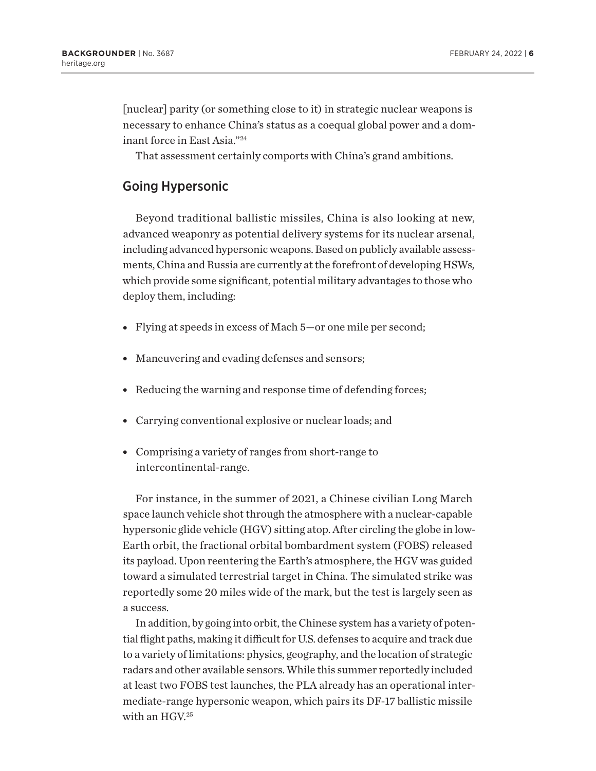[nuclear] parity (or something close to it) in strategic nuclear weapons is necessary to enhance China's status as a coequal global power and a dominant force in East Asia."[24]

That assessment certainly comports with China's grand ambitions.

## Going Hypersonic

Beyond traditional ballistic missiles, China is also looking at new, advanced weaponry as potential delivery systems for its nuclear arsenal, including advanced hypersonic weapons. Based on publicly available assessments, China and Russia are currently at the forefront of developing HSWs, which provide some significant, potential military advantages to those who deploy them, including:

- Flying at speeds in excess of Mach 5—or one mile per second;
- Maneuvering and evading defenses and sensors;
- Reducing the warning and response time of defending forces;
- Carrying conventional explosive or nuclear loads; and
- Comprising a variety of ranges from short-range to intercontinental-range.

For instance, in the summer of 2021, a Chinese civilian Long March space launch vehicle shot through the atmosphere with a nuclear-capable hypersonic glide vehicle (HGV) sitting atop. After circling the globe in low-Earth orbit, the fractional orbital bombardment system (FOBS) released its payload. Upon reentering the Earth's atmosphere, the HGV was guided toward a simulated terrestrial target in China. The simulated strike was reportedly some 20 miles wide of the mark, but the test is largely seen as a success.

In addition, by going into orbit, the Chinese system has a variety of potential flight paths, making it difficult for U.S. defenses to acquire and track due to a variety of limitations: physics, geography, and the location of strategic radars and other available sensors. While this summer reportedly included at least two FOBS test launches, the PLA already has an operational intermediate-range hypersonic weapon, which pairs its DF-17 ballistic missile with an HGV.[25]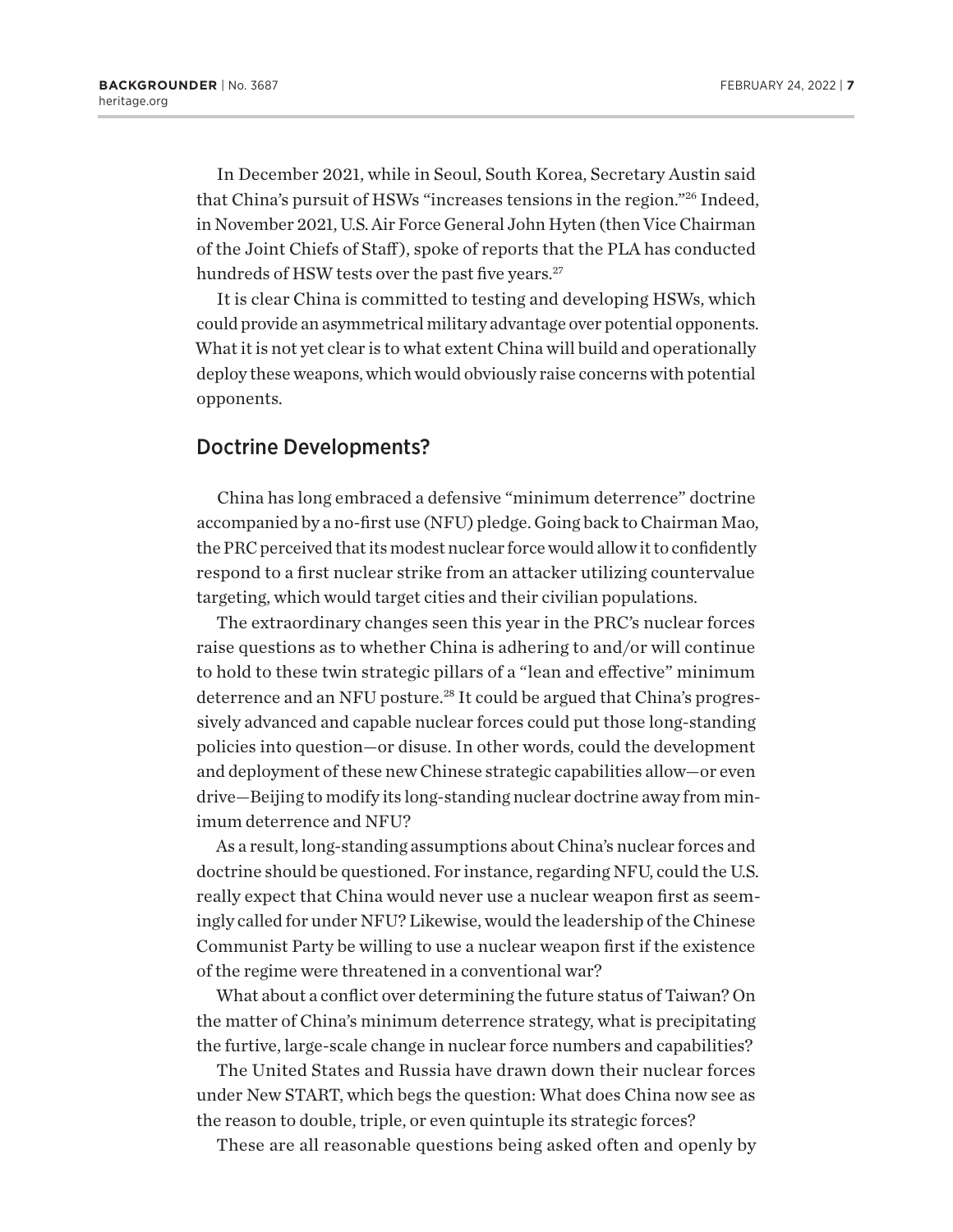In December 2021, while in Seoul, South Korea, Secretary Austin said that China's pursuit of HSWs "increases tensions in the region."[26] Indeed, in November 2021, U.S. Air Force General John Hyten (then Vice Chairman of the Joint Chiefs of Staff), spoke of reports that the PLA has conducted hundreds of HSW tests over the past five years.[27]

It is clear China is committed to testing and developing HSWs, which could provide an asymmetrical military advantage over potential opponents. What it is not yet clear is to what extent China will build and operationally deploy these weapons, which would obviously raise concerns with potential opponents.

## Doctrine Developments?

China has long embraced a defensive "minimum deterrence" doctrine accompanied by a no-first use (NFU) pledge. Going back to Chairman Mao, the PRC perceived that its modest nuclear force would allow it to confidently respond to a first nuclear strike from an attacker utilizing countervalue targeting, which would target cities and their civilian populations.

The extraordinary changes seen this year in the PRC's nuclear forces raise questions as to whether China is adhering to and/or will continue to hold to these twin strategic pillars of a "lean and effective" minimum deterrence and an NFU posture.[28] It could be argued that China's progressively advanced and capable nuclear forces could put those long-standing policies into question—or disuse. In other words, could the development and deployment of these new Chinese strategic capabilities allow—or even drive—Beijing to modify its long-standing nuclear doctrine away from minimum deterrence and NFU?

As a result, long-standing assumptions about China's nuclear forces and doctrine should be questioned. For instance, regarding NFU, could the U.S. really expect that China would never use a nuclear weapon first as seemingly called for under NFU? Likewise, would the leadership of the Chinese Communist Party be willing to use a nuclear weapon first if the existence of the regime were threatened in a conventional war?

What about a conflict over determining the future status of Taiwan? On the matter of China's minimum deterrence strategy, what is precipitating the furtive, large-scale change in nuclear force numbers and capabilities?

The United States and Russia have drawn down their nuclear forces under New START, which begs the question: What does China now see as the reason to double, triple, or even quintuple its strategic forces?

These are all reasonable questions being asked often and openly by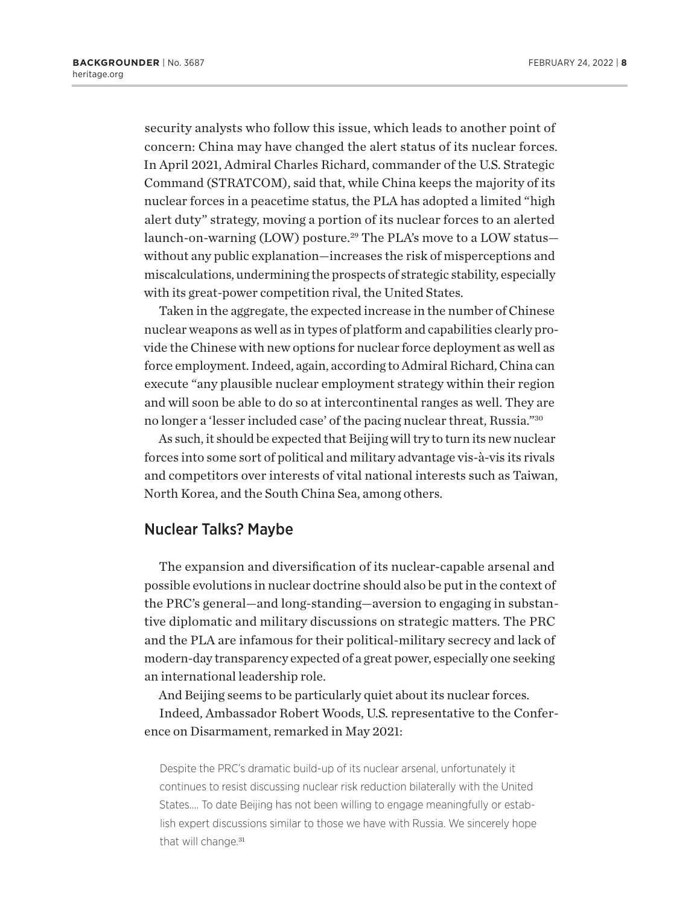security analysts who follow this issue, which leads to another point of concern: China may have changed the alert status of its nuclear forces. In April 2021, Admiral Charles Richard, commander of the U.S. Strategic Command (STRATCOM), said that, while China keeps the majority of its nuclear forces in a peacetime status, the PLA has adopted a limited "high alert duty" strategy, moving a portion of its nuclear forces to an alerted launch-on-warning (LOW) posture.[29] The PLA's move to a LOW status—without any public explanation—increases the risk of misperceptions and miscalculations, undermining the prospects of strategic stability, especially with its great-power competition rival, the United States.

Taken in the aggregate, the expected increase in the number of Chinese nuclear weapons as well as in types of platform and capabilities clearly provide the Chinese with new options for nuclear force deployment as well as force employment. Indeed, again, according to Admiral Richard, China can execute "any plausible nuclear employment strategy within their region and will soon be able to do so at intercontinental ranges as well. They are no longer a 'lesser included case' of the pacing nuclear threat, Russia."[30]

As such, it should be expected that Beijing will try to turn its new nuclear forces into some sort of political and military advantage vis-à-vis its rivals and competitors over interests of vital national interests such as Taiwan, North Korea, and the South China Sea, among others.

## Nuclear Talks? Maybe

The expansion and diversification of its nuclear-capable arsenal and possible evolutions in nuclear doctrine should also be put in the context of the PRC's general—and long-standing—aversion to engaging in substantive diplomatic and military discussions on strategic matters. The PRC and the PLA are infamous for their political-military secrecy and lack of modern-day transparency expected of a great power, especially one seeking an international leadership role.

And Beijing seems to be particularly quiet about its nuclear forces.

Indeed, Ambassador Robert Woods, U.S. representative to the Conference on Disarmament, remarked in May 2021:

> Despite the PRC's dramatic build-up of its nuclear arsenal, unfortunately it continues to resist discussing nuclear risk reduction bilaterally with the United States.... To date Beijing has not been willing to engage meaningfully or establish expert discussions similar to those we have with Russia. We sincerely hope that will change.[31]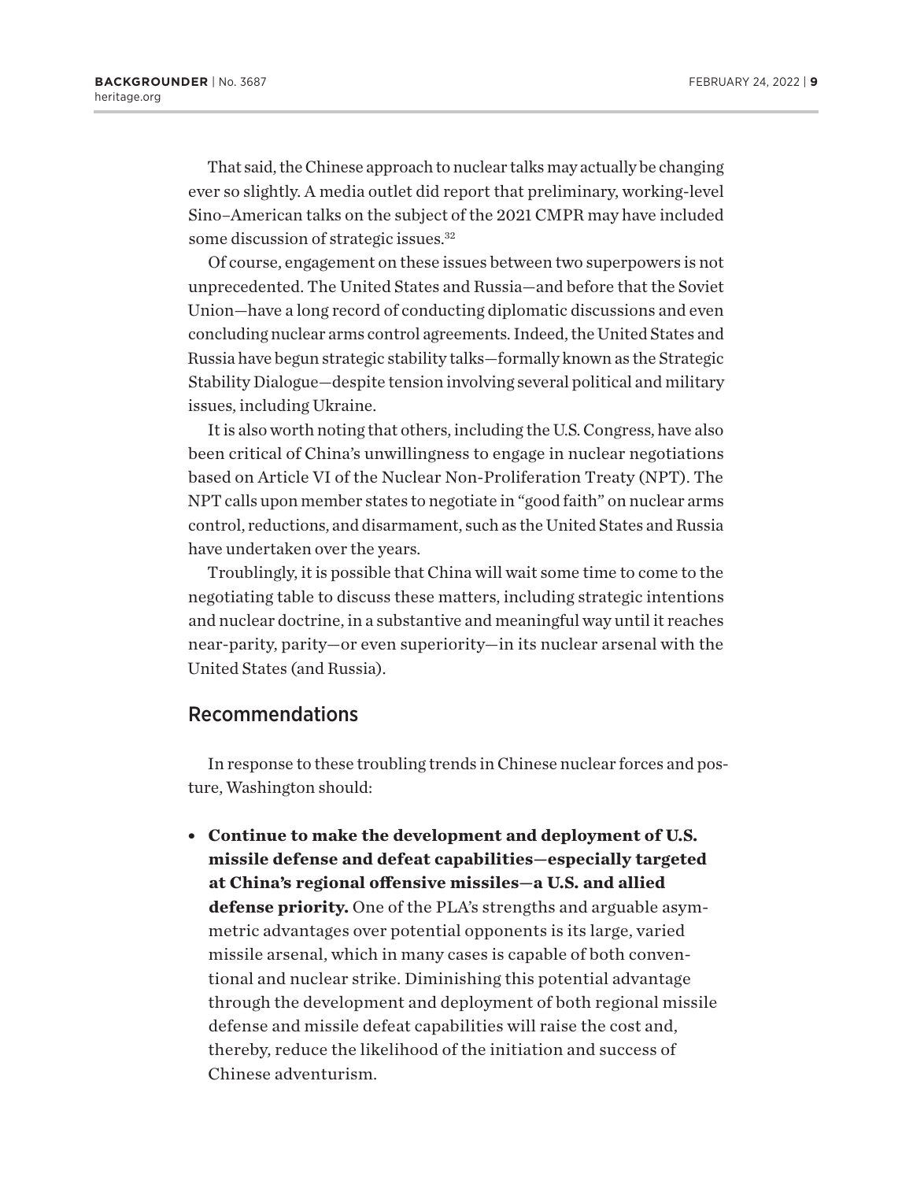That said, the Chinese approach to nuclear talks may actually be changing ever so slightly. A media outlet did report that preliminary, working-level Sino–American talks on the subject of the 2021 CMPR may have included some discussion of strategic issues.[32]

Of course, engagement on these issues between two superpowers is not unprecedented. The United States and Russia—and before that the Soviet Union—have a long record of conducting diplomatic discussions and even concluding nuclear arms control agreements. Indeed, the United States and Russia have begun strategic stability talks—formally known as the Strategic Stability Dialogue—despite tension involving several political and military issues, including Ukraine.

It is also worth noting that others, including the U.S. Congress, have also been critical of China's unwillingness to engage in nuclear negotiations based on Article VI of the Nuclear Non-Proliferation Treaty (NPT). The NPT calls upon member states to negotiate in "good faith" on nuclear arms control, reductions, and disarmament, such as the United States and Russia have undertaken over the years.

Troublingly, it is possible that China will wait some time to come to the negotiating table to discuss these matters, including strategic intentions and nuclear doctrine, in a substantive and meaningful way until it reaches near-parity, parity—or even superiority—in its nuclear arsenal with the United States (and Russia).

## Recommendations

In response to these troubling trends in Chinese nuclear forces and posture, Washington should:

- **Continue to make the development and deployment of U.S. missile defense and defeat capabilities—especially targeted at China's regional offensive missiles—a U.S. and allied defense priority.** One of the PLA's strengths and arguable asymmetric advantages over potential opponents is its large, varied missile arsenal, which in many cases is capable of both conventional and nuclear strike. Diminishing this potential advantage through the development and deployment of both regional missile defense and missile defeat capabilities will raise the cost and, thereby, reduce the likelihood of the initiation and success of Chinese adventurism.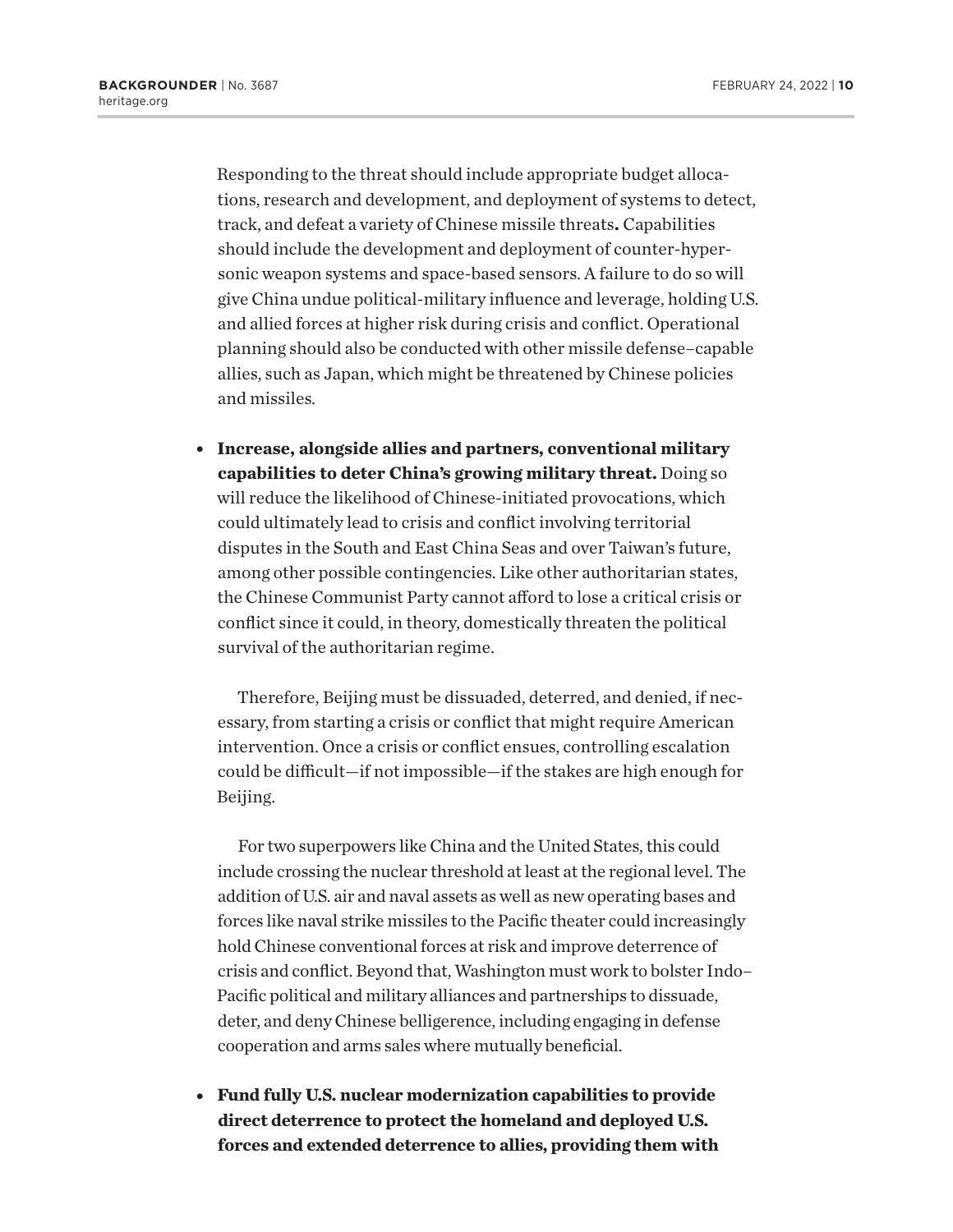Responding to the threat should include appropriate budget allocations, research and development, and deployment of systems to detect, track, and defeat a variety of Chinese missile threats**.** Capabilities should include the development and deployment of counter-hypersonic weapon systems and space-based sensors. A failure to do so will give China undue political-military influence and leverage, holding U.S. and allied forces at higher risk during crisis and conflict. Operational planning should also be conducted with other missile defense–capable allies, such as Japan, which might be threatened by Chinese policies and missiles.

- **Increase, alongside allies and partners, conventional military capabilities to deter China's growing military threat.** Doing so will reduce the likelihood of Chinese-initiated provocations, which could ultimately lead to crisis and conflict involving territorial disputes in the South and East China Seas and over Taiwan's future, among other possible contingencies. Like other authoritarian states, the Chinese Communist Party cannot afford to lose a critical crisis or conflict since it could, in theory, domestically threaten the political survival of the authoritarian regime.

  Therefore, Beijing must be dissuaded, deterred, and denied, if necessary, from starting a crisis or conflict that might require American intervention. Once a crisis or conflict ensues, controlling escalation could be difficult—if not impossible—if the stakes are high enough for Beijing.

  For two superpowers like China and the United States, this could include crossing the nuclear threshold at least at the regional level. The addition of U.S. air and naval assets as well as new operating bases and forces like naval strike missiles to the Pacific theater could increasingly hold Chinese conventional forces at risk and improve deterrence of crisis and conflict. Beyond that, Washington must work to bolster Indo–Pacific political and military alliances and partnerships to dissuade, deter, and deny Chinese belligerence, including engaging in defense cooperation and arms sales where mutually beneficial.

- **Fund fully U.S. nuclear modernization capabilities to provide direct deterrence to protect the homeland and deployed U.S. forces and extended deterrence to allies, providing them with**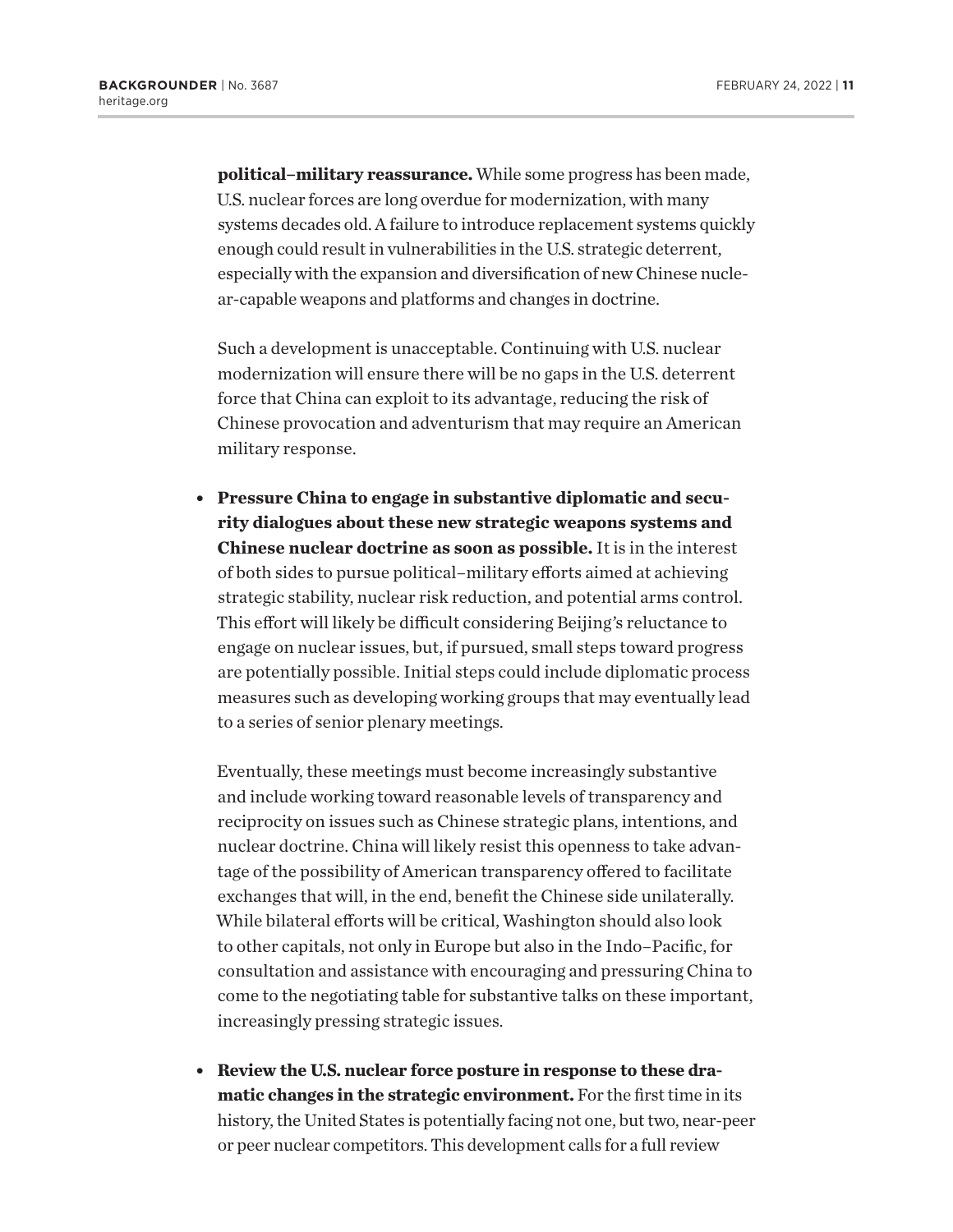**political–military reassurance.** While some progress has been made, U.S. nuclear forces are long overdue for modernization, with many systems decades old. A failure to introduce replacement systems quickly enough could result in vulnerabilities in the U.S. strategic deterrent, especially with the expansion and diversification of new Chinese nuclear-capable weapons and platforms and changes in doctrine.

Such a development is unacceptable. Continuing with U.S. nuclear modernization will ensure there will be no gaps in the U.S. deterrent force that China can exploit to its advantage, reducing the risk of Chinese provocation and adventurism that may require an American military response.

- **Pressure China to engage in substantive diplomatic and security dialogues about these new strategic weapons systems and Chinese nuclear doctrine as soon as possible.** It is in the interest of both sides to pursue political–military efforts aimed at achieving strategic stability, nuclear risk reduction, and potential arms control. This effort will likely be difficult considering Beijing's reluctance to engage on nuclear issues, but, if pursued, small steps toward progress are potentially possible. Initial steps could include diplomatic process measures such as developing working groups that may eventually lead to a series of senior plenary meetings.

  Eventually, these meetings must become increasingly substantive and include working toward reasonable levels of transparency and reciprocity on issues such as Chinese strategic plans, intentions, and nuclear doctrine. China will likely resist this openness to take advantage of the possibility of American transparency offered to facilitate exchanges that will, in the end, benefit the Chinese side unilaterally. While bilateral efforts will be critical, Washington should also look to other capitals, not only in Europe but also in the Indo–Pacific, for consultation and assistance with encouraging and pressuring China to come to the negotiating table for substantive talks on these important, increasingly pressing strategic issues.

- **Review the U.S. nuclear force posture in response to these dramatic changes in the strategic environment.** For the first time in its history, the United States is potentially facing not one, but two, near-peer or peer nuclear competitors. This development calls for a full review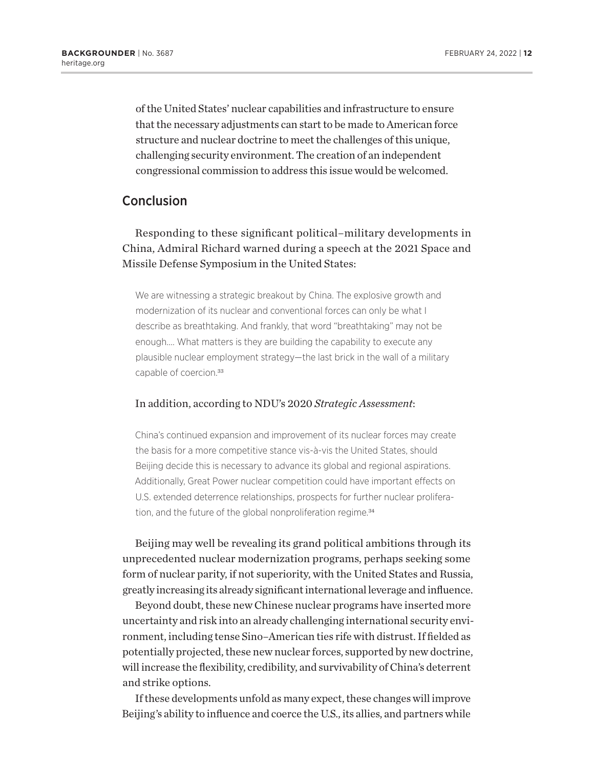of the United States' nuclear capabilities and infrastructure to ensure that the necessary adjustments can start to be made to American force structure and nuclear doctrine to meet the challenges of this unique, challenging security environment. The creation of an independent congressional commission to address this issue would be welcomed.

## Conclusion

Responding to these significant political–military developments in China, Admiral Richard warned during a speech at the 2021 Space and Missile Defense Symposium in the United States:

> We are witnessing a strategic breakout by China. The explosive growth and modernization of its nuclear and conventional forces can only be what I describe as breathtaking. And frankly, that word "breathtaking" may not be enough.... What matters is they are building the capability to execute any plausible nuclear employment strategy—the last brick in the wall of a military capable of coercion.[33]

In addition, according to NDU's 2020 *Strategic Assessment*:

> China's continued expansion and improvement of its nuclear forces may create the basis for a more competitive stance vis-à-vis the United States, should Beijing decide this is necessary to advance its global and regional aspirations. Additionally, Great Power nuclear competition could have important effects on U.S. extended deterrence relationships, prospects for further nuclear proliferation, and the future of the global nonproliferation regime.[34]

Beijing may well be revealing its grand political ambitions through its unprecedented nuclear modernization programs, perhaps seeking some form of nuclear parity, if not superiority, with the United States and Russia, greatly increasing its already significant international leverage and influence.

Beyond doubt, these new Chinese nuclear programs have inserted more uncertainty and risk into an already challenging international security environment, including tense Sino–American ties rife with distrust. If fielded as potentially projected, these new nuclear forces, supported by new doctrine, will increase the flexibility, credibility, and survivability of China's deterrent and strike options.

If these developments unfold as many expect, these changes will improve Beijing's ability to influence and coerce the U.S., its allies, and partners while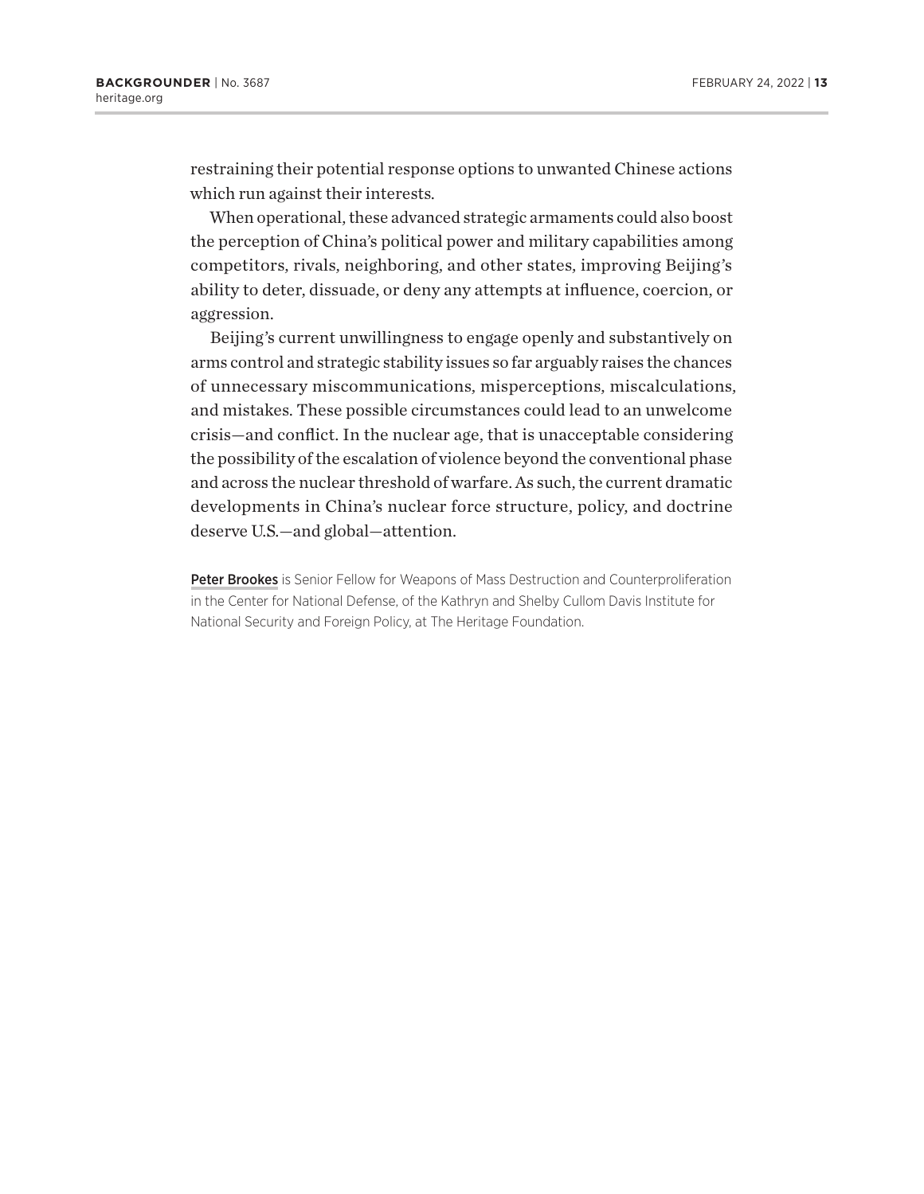restraining their potential response options to unwanted Chinese actions which run against their interests.

When operational, these advanced strategic armaments could also boost the perception of China's political power and military capabilities among competitors, rivals, neighboring, and other states, improving Beijing's ability to deter, dissuade, or deny any attempts at influence, coercion, or aggression.

Beijing's current unwillingness to engage openly and substantively on arms control and strategic stability issues so far arguably raises the chances of unnecessary miscommunications, misperceptions, miscalculations, and mistakes. These possible circumstances could lead to an unwelcome crisis—and conflict. In the nuclear age, that is unacceptable considering the possibility of the escalation of violence beyond the conventional phase and across the nuclear threshold of warfare. As such, the current dramatic developments in China's nuclear force structure, policy, and doctrine deserve U.S.—and global—attention.

Peter Brookes is Senior Fellow for Weapons of Mass Destruction and Counterproliferation in the Center for National Defense, of the Kathryn and Shelby Cullom Davis Institute for National Security and Foreign Policy, at The Heritage Foundation.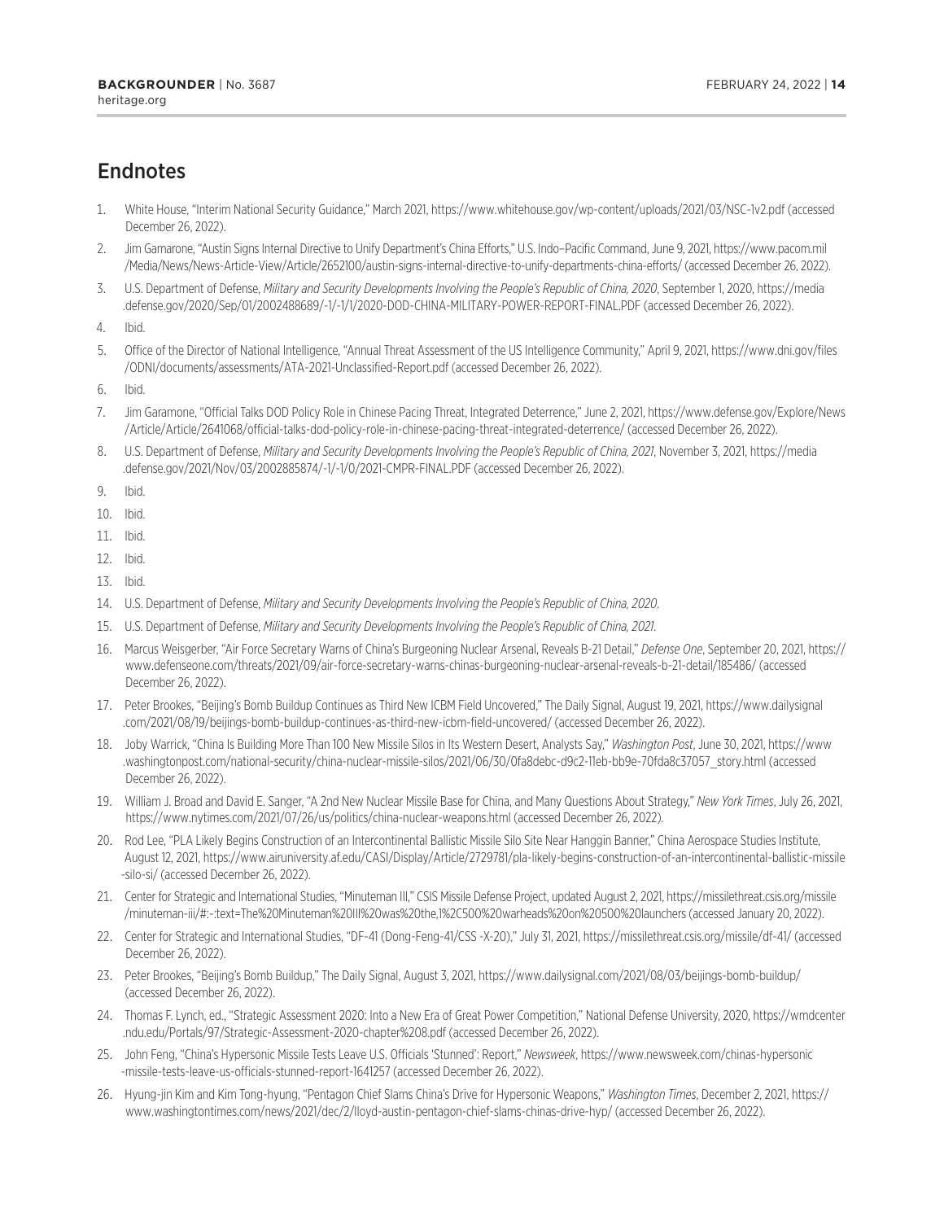## Endnotes

1. White House, "Interim National Security Guidance," March 2021, https://www.whitehouse.gov/wp-content/uploads/2021/03/NSC-1v2.pdf (accessed December 26, 2022).
2. Jim Gamarone, "Austin Signs Internal Directive to Unify Department's China Efforts," U.S. Indo–Pacific Command, June 9, 2021, https://www.pacom.mil/Media/News/News-Article-View/Article/2652100/austin-signs-internal-directive-to-unify-departments-china-efforts/ (accessed December 26, 2022).
3. U.S. Department of Defense, *Military and Security Developments Involving the People's Republic of China, 2020*, September 1, 2020, https://media.defense.gov/2020/Sep/01/2002488689/-1/-1/1/2020-DOD-CHINA-MILITARY-POWER-REPORT-FINAL.PDF (accessed December 26, 2022).
4. Ibid.
5. Office of the Director of National Intelligence, "Annual Threat Assessment of the US Intelligence Community," April 9, 2021, https://www.dni.gov/files/ODNI/documents/assessments/ATA-2021-Unclassified-Report.pdf (accessed December 26, 2022).
6. Ibid.
7. Jim Garamone, "Official Talks DOD Policy Role in Chinese Pacing Threat, Integrated Deterrence," June 2, 2021, https://www.defense.gov/Explore/News/Article/Article/2641068/official-talks-dod-policy-role-in-chinese-pacing-threat-integrated-deterrence/ (accessed December 26, 2022).
8. U.S. Department of Defense, *Military and Security Developments Involving the People's Republic of China, 2021*, November 3, 2021, https://media.defense.gov/2021/Nov/03/2002885874/-1/-1/0/2021-CMPR-FINAL.PDF (accessed December 26, 2022).
9. Ibid.
10. Ibid.
11. Ibid.
12. Ibid.
13. Ibid.
14. U.S. Department of Defense, *Military and Security Developments Involving the People's Republic of China, 2020*.
15. U.S. Department of Defense, *Military and Security Developments Involving the People's Republic of China, 2021*.
16. Marcus Weisgerber, "Air Force Secretary Warns of China's Burgeoning Nuclear Arsenal, Reveals B-21 Detail," *Defense One*, September 20, 2021, https://www.defenseone.com/threats/2021/09/air-force-secretary-warns-chinas-burgeoning-nuclear-arsenal-reveals-b-21-detail/185486/ (accessed December 26, 2022).
17. Peter Brookes, "Beijing's Bomb Buildup Continues as Third New ICBM Field Uncovered," The Daily Signal, August 19, 2021, https://www.dailysignal.com/2021/08/19/beijings-bomb-buildup-continues-as-third-new-icbm-field-uncovered/ (accessed December 26, 2022).
18. Joby Warrick, "China Is Building More Than 100 New Missile Silos in Its Western Desert, Analysts Say," *Washington Post*, June 30, 2021, https://www.washingtonpost.com/national-security/china-nuclear-missile-silos/2021/06/30/0fa8debc-d9c2-11eb-bb9e-70fda8c37057_story.html (accessed December 26, 2022).
19. William J. Broad and David E. Sanger, "A 2nd New Nuclear Missile Base for China, and Many Questions About Strategy," *New York Times*, July 26, 2021, https://www.nytimes.com/2021/07/26/us/politics/china-nuclear-weapons.html (accessed December 26, 2022).
20. Rod Lee, "PLA Likely Begins Construction of an Intercontinental Ballistic Missile Silo Site Near Hanggin Banner," China Aerospace Studies Institute, August 12, 2021, https://www.airuniversity.af.edu/CASI/Display/Article/2729781/pla-likely-begins-construction-of-an-intercontinental-ballistic-missile-silo-si/ (accessed December 26, 2022).
21. Center for Strategic and International Studies, "Minuteman III," CSIS Missile Defense Project, updated August 2, 2021, https://missilethreat.csis.org/missile/minuteman-iii/#:~:text=The%20Minuteman%20III%20was%20the,1%2C500%20warheads%20on%20500%20launchers (accessed January 20, 2022).
22. Center for Strategic and International Studies, "DF-41 (Dong-Feng-41/CSS -X-20)," July 31, 2021, https://missilethreat.csis.org/missile/df-41/ (accessed December 26, 2022).
23. Peter Brookes, "Beijing's Bomb Buildup," The Daily Signal, August 3, 2021, https://www.dailysignal.com/2021/08/03/beijings-bomb-buildup/ (accessed December 26, 2022).
24. Thomas F. Lynch, ed., "Strategic Assessment 2020: Into a New Era of Great Power Competition," National Defense University, 2020, https://wmdcenter.ndu.edu/Portals/97/Strategic-Assessment-2020-chapter%208.pdf (accessed December 26, 2022).
25. John Feng, "China's Hypersonic Missile Tests Leave U.S. Officials 'Stunned': Report," *Newsweek*, https://www.newsweek.com/chinas-hypersonic-missile-tests-leave-us-officials-stunned-report-1641257 (accessed December 26, 2022).
26. Hyung-jin Kim and Kim Tong-hyung, "Pentagon Chief Slams China's Drive for Hypersonic Weapons," *Washington Times*, December 2, 2021, https://www.washingtontimes.com/news/2021/dec/2/lloyd-austin-pentagon-chief-slams-chinas-drive-hyp/ (accessed December 26, 2022).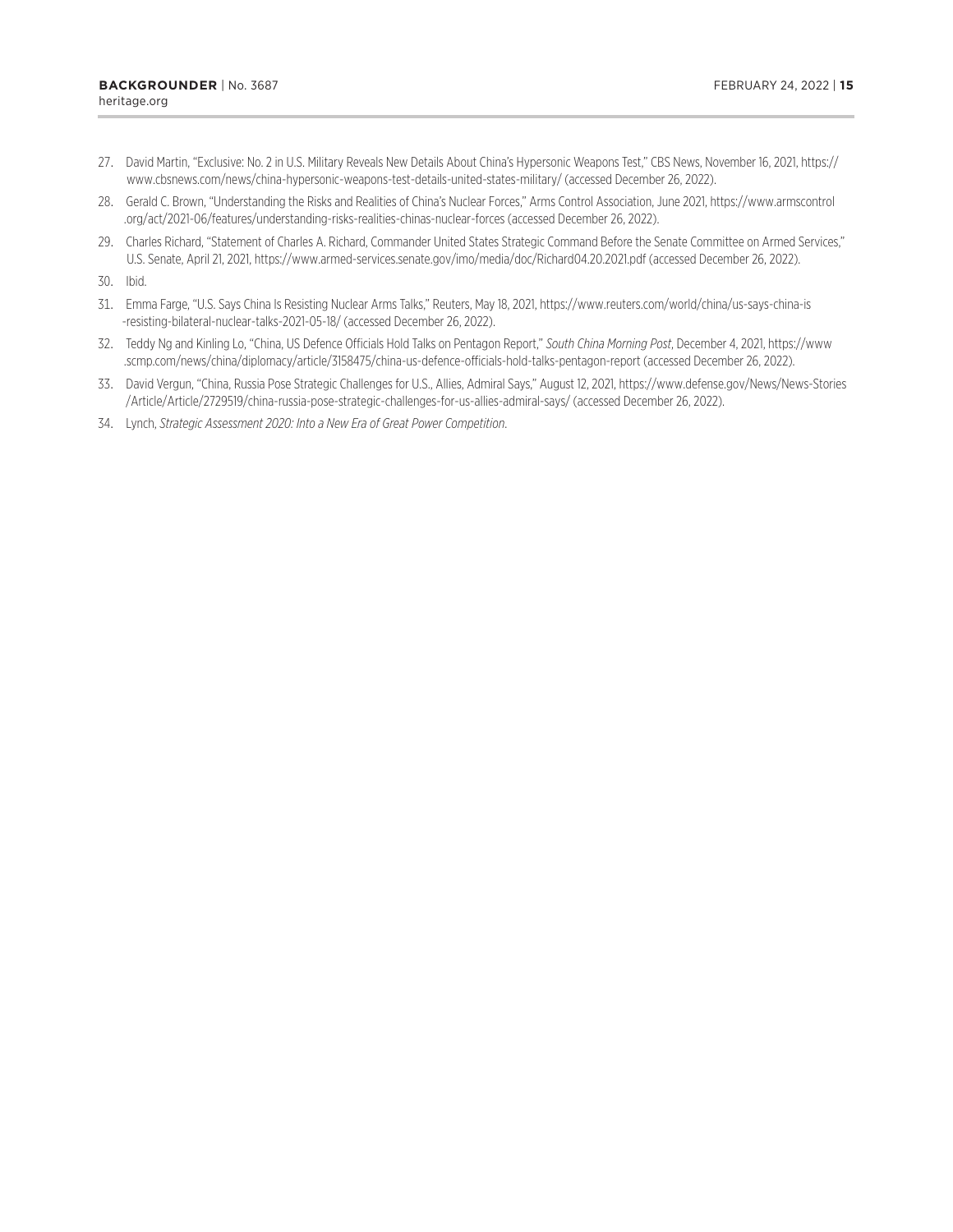27. David Martin, "Exclusive: No. 2 in U.S. Military Reveals New Details About China's Hypersonic Weapons Test," CBS News, November 16, 2021, https://www.cbsnews.com/news/china-hypersonic-weapons-test-details-united-states-military/ (accessed December 26, 2022).
28. Gerald C. Brown, "Understanding the Risks and Realities of China's Nuclear Forces," Arms Control Association, June 2021, https://www.armscontrol.org/act/2021-06/features/understanding-risks-realities-chinas-nuclear-forces (accessed December 26, 2022).
29. Charles Richard, "Statement of Charles A. Richard, Commander United States Strategic Command Before the Senate Committee on Armed Services," U.S. Senate, April 21, 2021, https://www.armed-services.senate.gov/imo/media/doc/Richard04.20.2021.pdf (accessed December 26, 2022).
30. Ibid.
31. Emma Farge, "U.S. Says China Is Resisting Nuclear Arms Talks," Reuters, May 18, 2021, https://www.reuters.com/world/china/us-says-china-is-resisting-bilateral-nuclear-talks-2021-05-18/ (accessed December 26, 2022).
32. Teddy Ng and Kinling Lo, "China, US Defence Officials Hold Talks on Pentagon Report," *South China Morning Post*, December 4, 2021, https://www.scmp.com/news/china/diplomacy/article/3158475/china-us-defence-officials-hold-talks-pentagon-report (accessed December 26, 2022).
33. David Vergun, "China, Russia Pose Strategic Challenges for U.S., Allies, Admiral Says," August 12, 2021, https://www.defense.gov/News/News-Stories/Article/Article/2729519/china-russia-pose-strategic-challenges-for-us-allies-admiral-says/ (accessed December 26, 2022).
34. Lynch, *Strategic Assessment 2020: Into a New Era of Great Power Competition*.